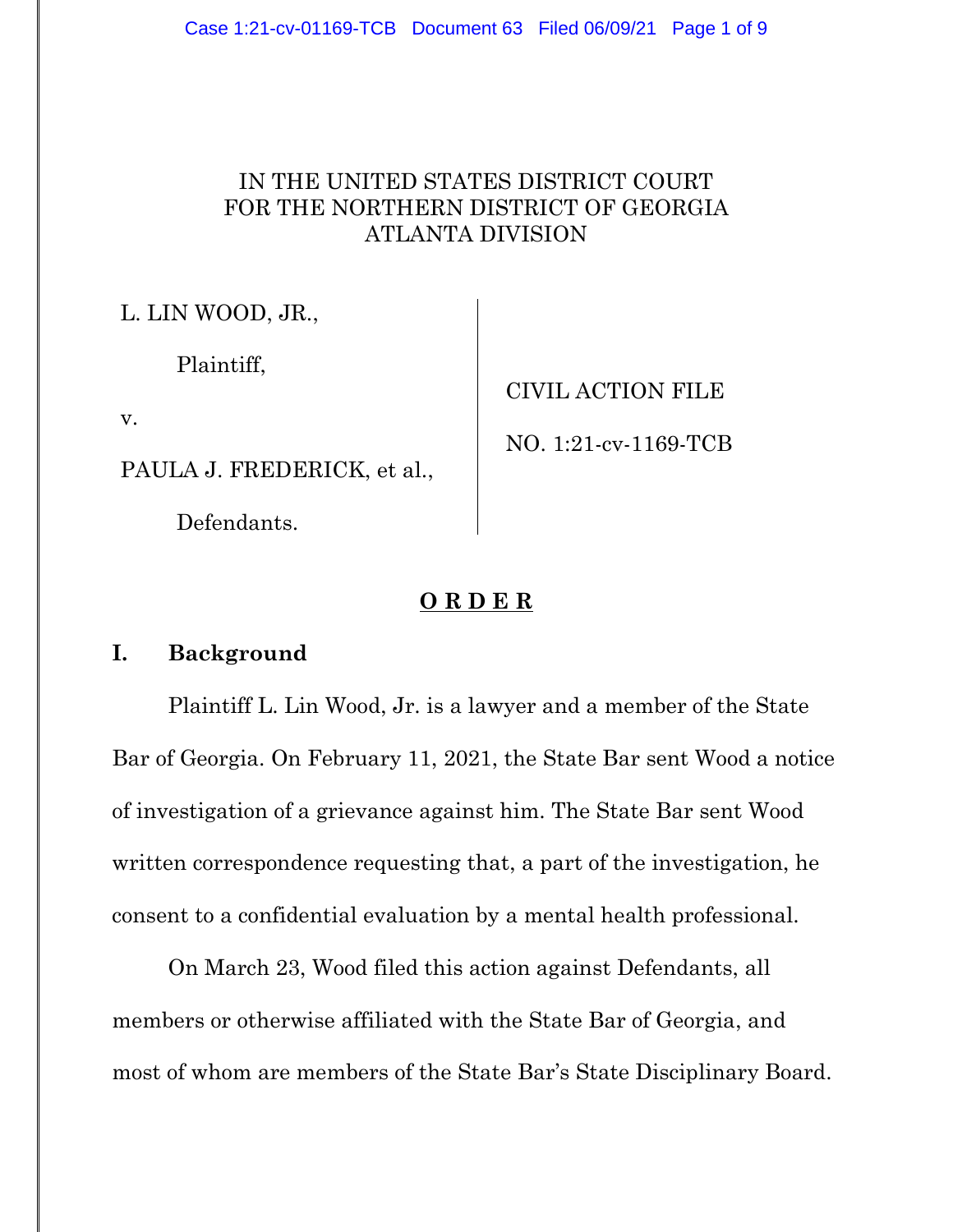IN THE UNITED STATES DISTRICT COURT
FOR THE NORTHERN DISTRICT OF GEORGIA
ATLANTA DIVISION

| | |
|---|---|
| L. LIN WOOD, JR., | |
| Plaintiff, | CIVIL ACTION FILE |
| v. | NO. 1:21-cv-1169-TCB |
| PAULA J. FREDERICK, et al., | |
| Defendants. | |

**O R D E R**

## I. Background

Plaintiff L. Lin Wood, Jr. is a lawyer and a member of the State Bar of Georgia. On February 11, 2021, the State Bar sent Wood a notice of investigation of a grievance against him. The State Bar sent Wood written correspondence requesting that, a part of the investigation, he consent to a confidential evaluation by a mental health professional.

On March 23, Wood filed this action against Defendants, all members or otherwise affiliated with the State Bar of Georgia, and most of whom are members of the State Bar's State Disciplinary Board.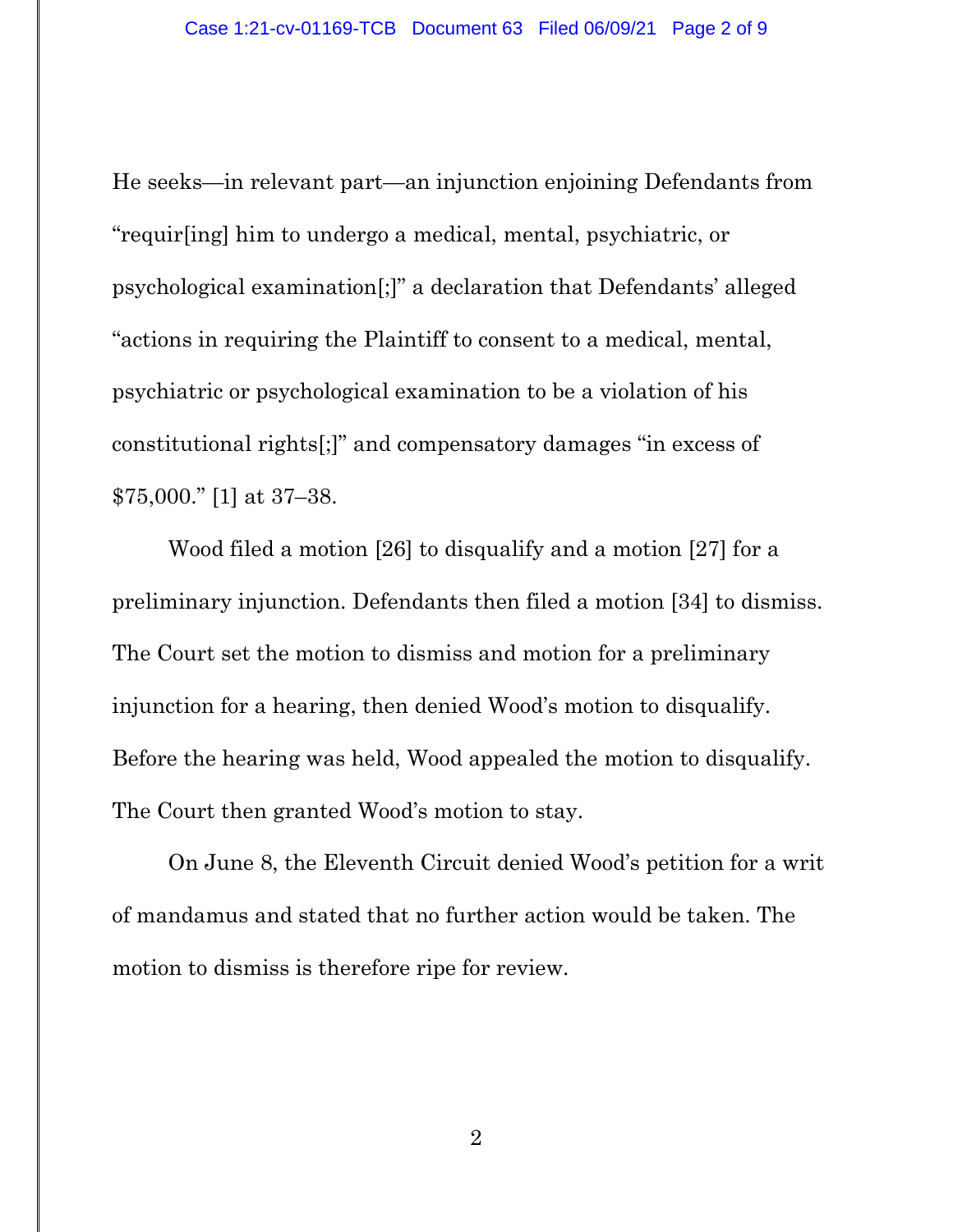He seeks—in relevant part—an injunction enjoining Defendants from "requir[ing] him to undergo a medical, mental, psychiatric, or psychological examination[;]" a declaration that Defendants' alleged "actions in requiring the Plaintiff to consent to a medical, mental, psychiatric or psychological examination to be a violation of his constitutional rights[;]" and compensatory damages "in excess of $75,000." [1] at 37–38.

Wood filed a motion [26] to disqualify and a motion [27] for a preliminary injunction. Defendants then filed a motion [34] to dismiss. The Court set the motion to dismiss and motion for a preliminary injunction for a hearing, then denied Wood's motion to disqualify. Before the hearing was held, Wood appealed the motion to disqualify. The Court then granted Wood's motion to stay.

On June 8, the Eleventh Circuit denied Wood's petition for a writ of mandamus and stated that no further action would be taken. The motion to dismiss is therefore ripe for review.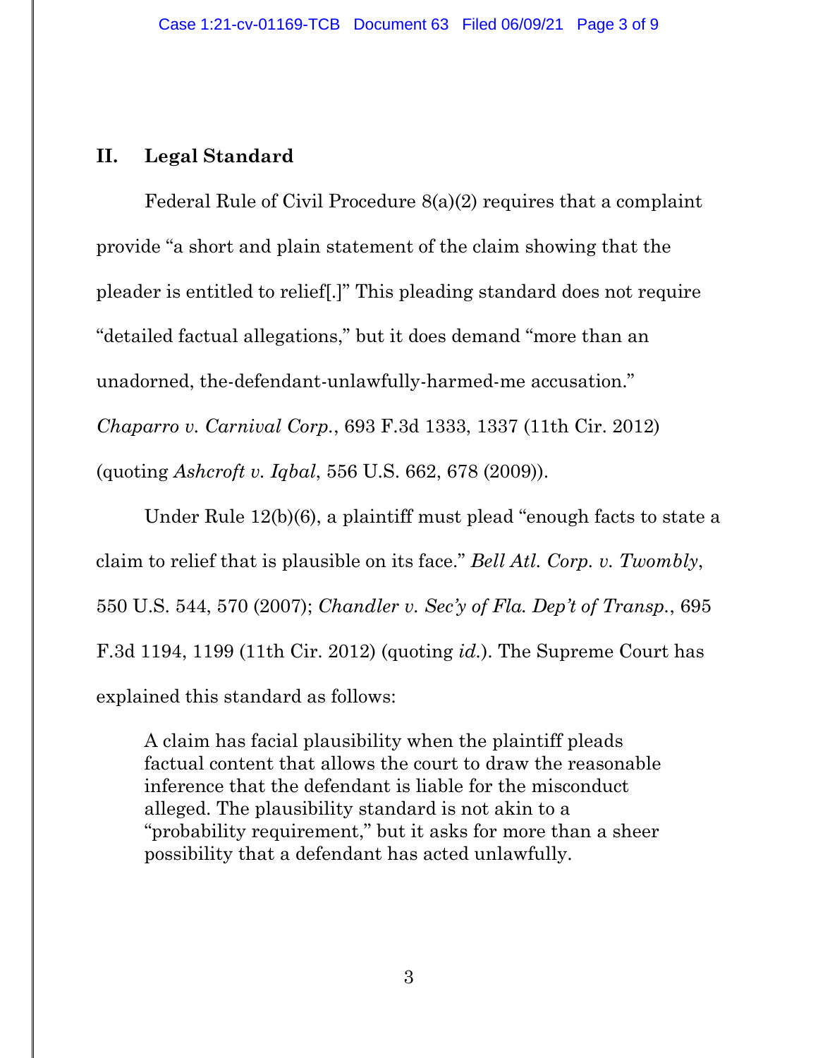## II. Legal Standard

Federal Rule of Civil Procedure 8(a)(2) requires that a complaint provide "a short and plain statement of the claim showing that the pleader is entitled to relief[.]" This pleading standard does not require "detailed factual allegations," but it does demand "more than an unadorned, the-defendant-unlawfully-harmed-me accusation." *Chaparro v. Carnival Corp.*, 693 F.3d 1333, 1337 (11th Cir. 2012) (quoting *Ashcroft v. Iqbal*, 556 U.S. 662, 678 (2009)).

Under Rule 12(b)(6), a plaintiff must plead "enough facts to state a claim to relief that is plausible on its face." *Bell Atl. Corp. v. Twombly*, 550 U.S. 544, 570 (2007); *Chandler v. Sec'y of Fla. Dep't of Transp.*, 695 F.3d 1194, 1199 (11th Cir. 2012) (quoting *id.*). The Supreme Court has explained this standard as follows:

> A claim has facial plausibility when the plaintiff pleads factual content that allows the court to draw the reasonable inference that the defendant is liable for the misconduct alleged. The plausibility standard is not akin to a "probability requirement," but it asks for more than a sheer possibility that a defendant has acted unlawfully.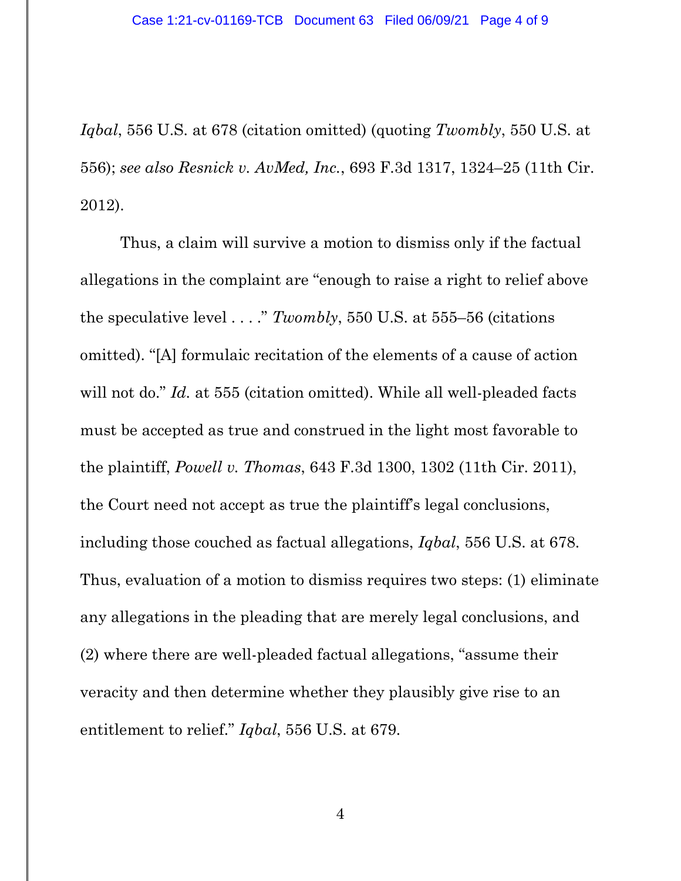*Iqbal*, 556 U.S. at 678 (citation omitted) (quoting *Twombly*, 550 U.S. at 556); *see also Resnick v. AvMed, Inc.*, 693 F.3d 1317, 1324–25 (11th Cir. 2012).

Thus, a claim will survive a motion to dismiss only if the factual allegations in the complaint are "enough to raise a right to relief above the speculative level . . . ." *Twombly*, 550 U.S. at 555–56 (citations omitted). "[A] formulaic recitation of the elements of a cause of action will not do." *Id.* at 555 (citation omitted). While all well-pleaded facts must be accepted as true and construed in the light most favorable to the plaintiff, *Powell v. Thomas*, 643 F.3d 1300, 1302 (11th Cir. 2011), the Court need not accept as true the plaintiff's legal conclusions, including those couched as factual allegations, *Iqbal*, 556 U.S. at 678. Thus, evaluation of a motion to dismiss requires two steps: (1) eliminate any allegations in the pleading that are merely legal conclusions, and (2) where there are well-pleaded factual allegations, "assume their veracity and then determine whether they plausibly give rise to an entitlement to relief." *Iqbal*, 556 U.S. at 679.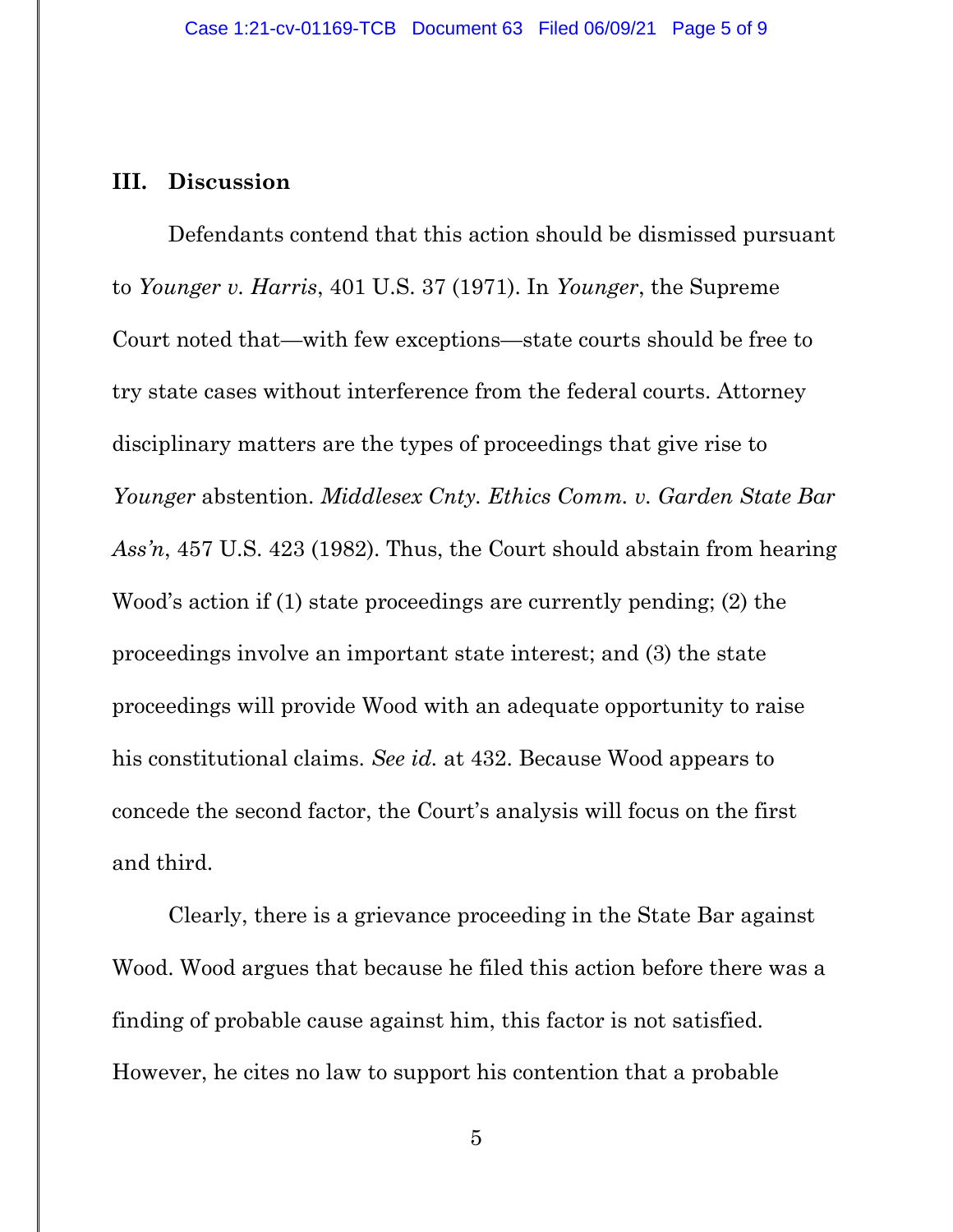## III. Discussion

Defendants contend that this action should be dismissed pursuant to *Younger v. Harris*, 401 U.S. 37 (1971). In *Younger*, the Supreme Court noted that—with few exceptions—state courts should be free to try state cases without interference from the federal courts. Attorney disciplinary matters are the types of proceedings that give rise to *Younger* abstention. *Middlesex Cnty. Ethics Comm. v. Garden State Bar Ass'n*, 457 U.S. 423 (1982). Thus, the Court should abstain from hearing Wood's action if (1) state proceedings are currently pending; (2) the proceedings involve an important state interest; and (3) the state proceedings will provide Wood with an adequate opportunity to raise his constitutional claims. *See id.* at 432. Because Wood appears to concede the second factor, the Court's analysis will focus on the first and third.

Clearly, there is a grievance proceeding in the State Bar against Wood. Wood argues that because he filed this action before there was a finding of probable cause against him, this factor is not satisfied. However, he cites no law to support his contention that a probable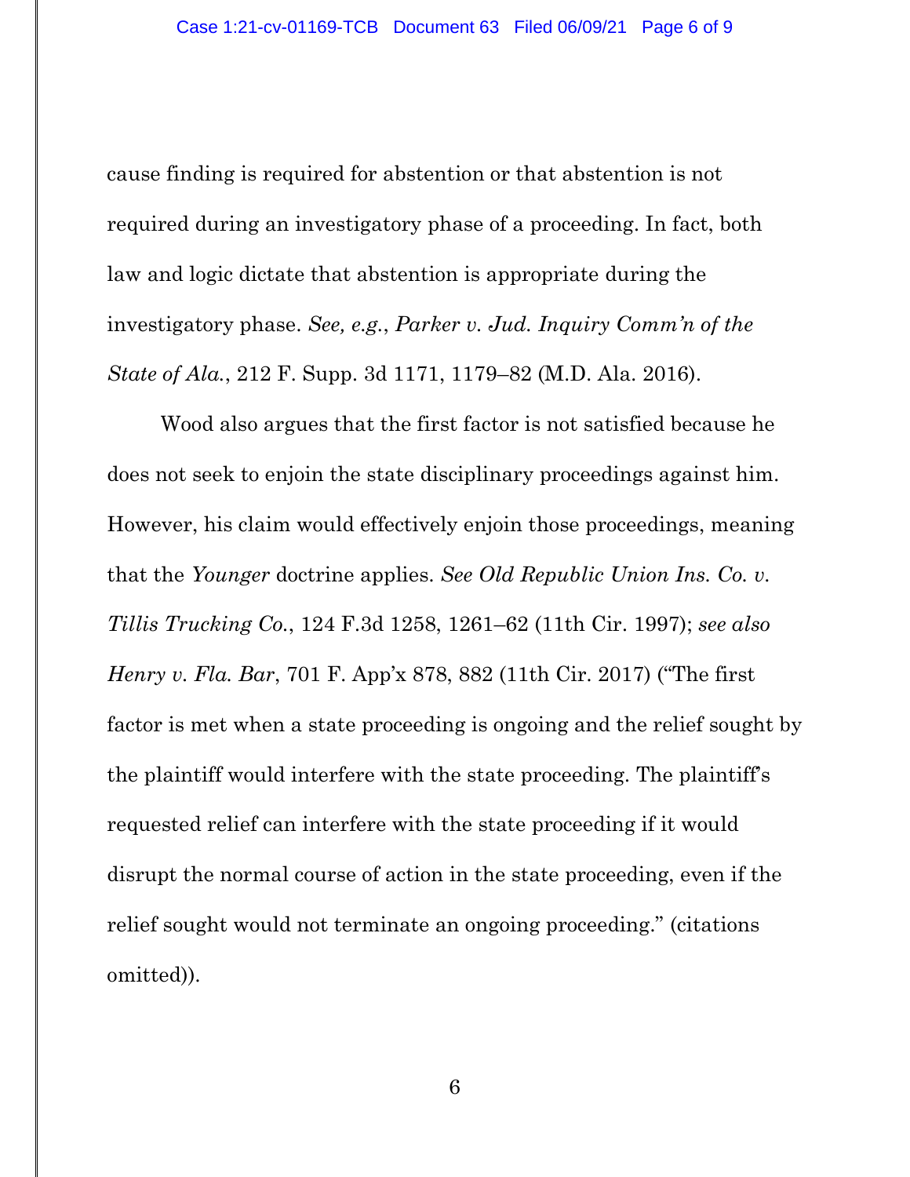cause finding is required for abstention or that abstention is not required during an investigatory phase of a proceeding. In fact, both law and logic dictate that abstention is appropriate during the investigatory phase. *See, e.g.*, *Parker v. Jud. Inquiry Comm'n of the State of Ala.*, 212 F. Supp. 3d 1171, 1179–82 (M.D. Ala. 2016).

Wood also argues that the first factor is not satisfied because he does not seek to enjoin the state disciplinary proceedings against him. However, his claim would effectively enjoin those proceedings, meaning that the *Younger* doctrine applies. *See Old Republic Union Ins. Co. v. Tillis Trucking Co.*, 124 F.3d 1258, 1261–62 (11th Cir. 1997); *see also Henry v. Fla. Bar*, 701 F. App'x 878, 882 (11th Cir. 2017) ("The first factor is met when a state proceeding is ongoing and the relief sought by the plaintiff would interfere with the state proceeding. The plaintiff's requested relief can interfere with the state proceeding if it would disrupt the normal course of action in the state proceeding, even if the relief sought would not terminate an ongoing proceeding." (citations omitted)).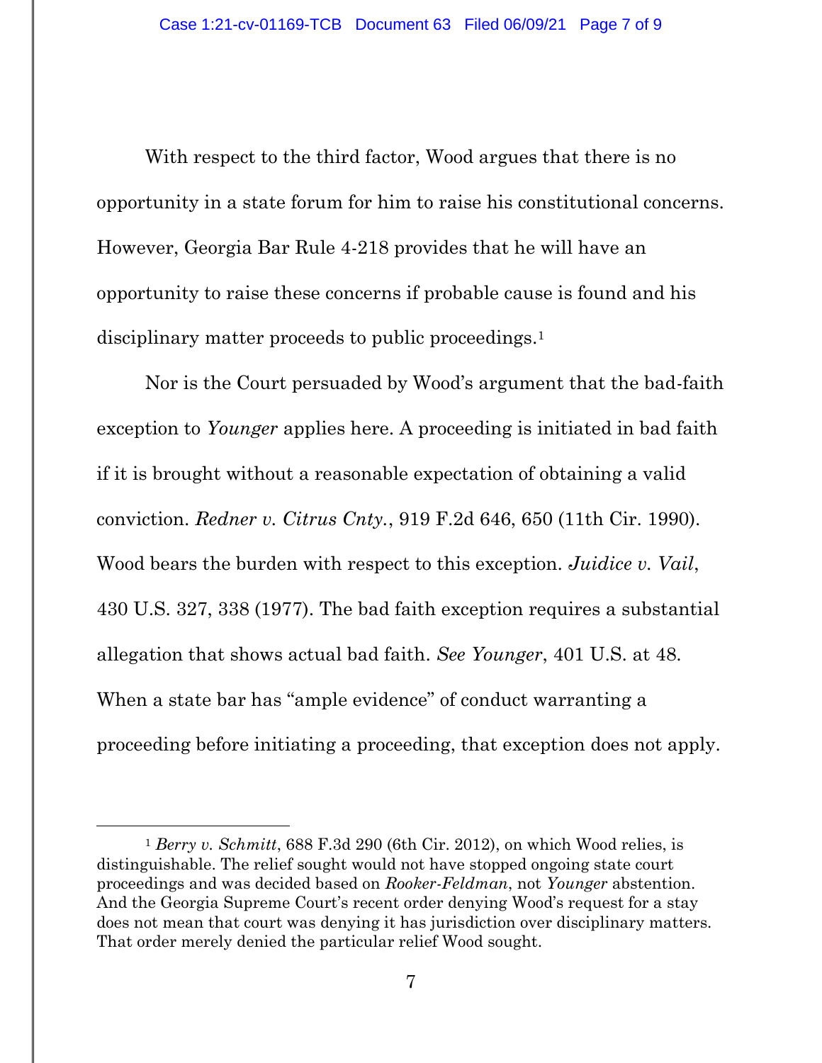With respect to the third factor, Wood argues that there is no opportunity in a state forum for him to raise his constitutional concerns. However, Georgia Bar Rule 4-218 provides that he will have an opportunity to raise these concerns if probable cause is found and his disciplinary matter proceeds to public proceedings.[1]

Nor is the Court persuaded by Wood's argument that the bad-faith exception to *Younger* applies here. A proceeding is initiated in bad faith if it is brought without a reasonable expectation of obtaining a valid conviction. *Redner v. Citrus Cnty.*, 919 F.2d 646, 650 (11th Cir. 1990). Wood bears the burden with respect to this exception. *Juidice v. Vail*, 430 U.S. 327, 338 (1977). The bad faith exception requires a substantial allegation that shows actual bad faith. *See Younger*, 401 U.S. at 48. When a state bar has "ample evidence" of conduct warranting a proceeding before initiating a proceeding, that exception does not apply.

---

[1] *Berry v. Schmitt*, 688 F.3d 290 (6th Cir. 2012), on which Wood relies, is distinguishable. The relief sought would not have stopped ongoing state court proceedings and was decided based on *Rooker-Feldman*, not *Younger* abstention. And the Georgia Supreme Court's recent order denying Wood's request for a stay does not mean that court was denying it has jurisdiction over disciplinary matters. That order merely denied the particular relief Wood sought.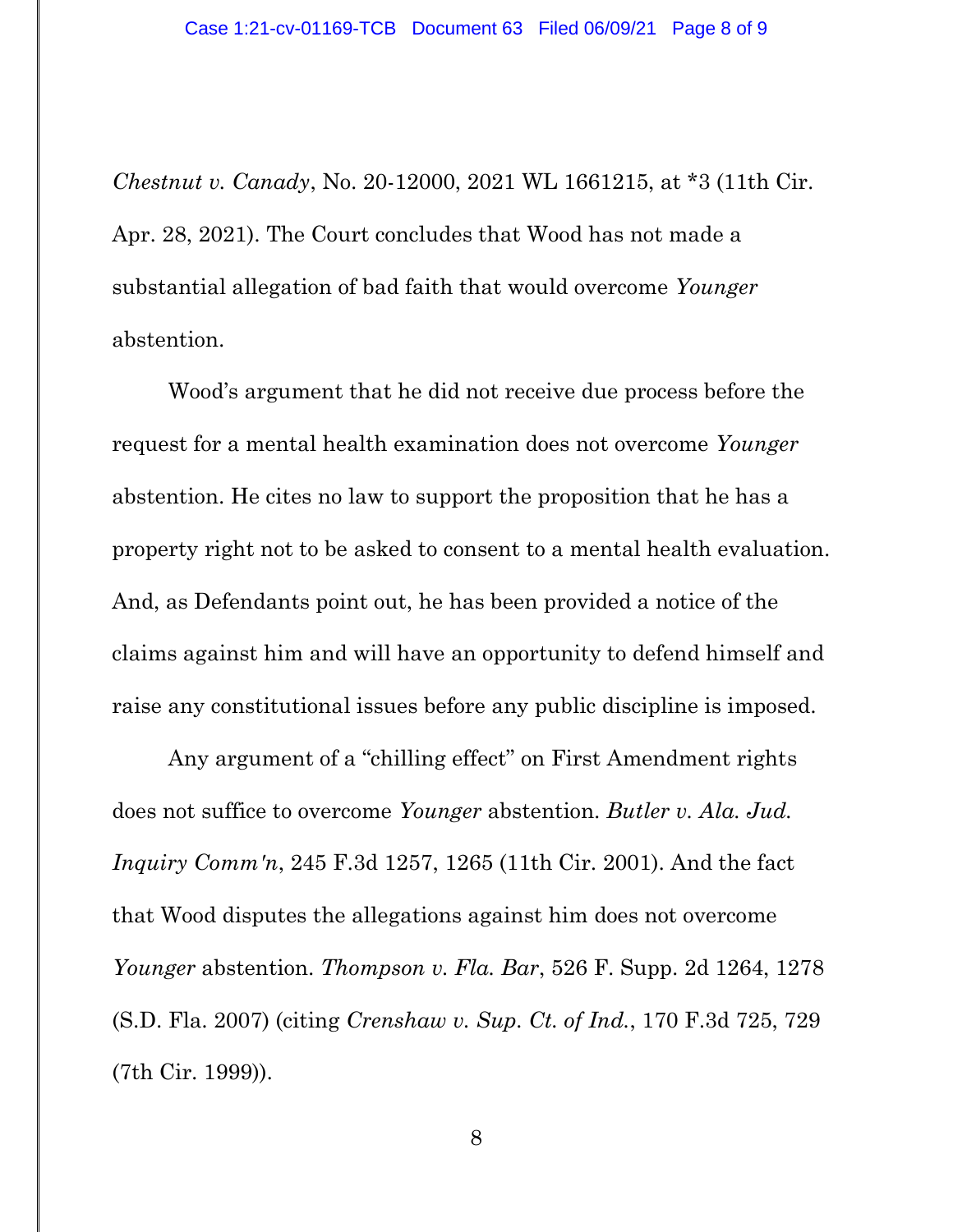*Chestnut v. Canady*, No. 20-12000, 2021 WL 1661215, at *3 (11th Cir. Apr. 28, 2021). The Court concludes that Wood has not made a substantial allegation of bad faith that would overcome *Younger* abstention.

Wood's argument that he did not receive due process before the request for a mental health examination does not overcome *Younger* abstention. He cites no law to support the proposition that he has a property right not to be asked to consent to a mental health evaluation. And, as Defendants point out, he has been provided a notice of the claims against him and will have an opportunity to defend himself and raise any constitutional issues before any public discipline is imposed.

Any argument of a "chilling effect" on First Amendment rights does not suffice to overcome *Younger* abstention. *Butler v. Ala. Jud. Inquiry Comm'n*, 245 F.3d 1257, 1265 (11th Cir. 2001). And the fact that Wood disputes the allegations against him does not overcome *Younger* abstention. *Thompson v. Fla. Bar*, 526 F. Supp. 2d 1264, 1278 (S.D. Fla. 2007) (citing *Crenshaw v. Sup. Ct. of Ind.*, 170 F.3d 725, 729 (7th Cir. 1999)).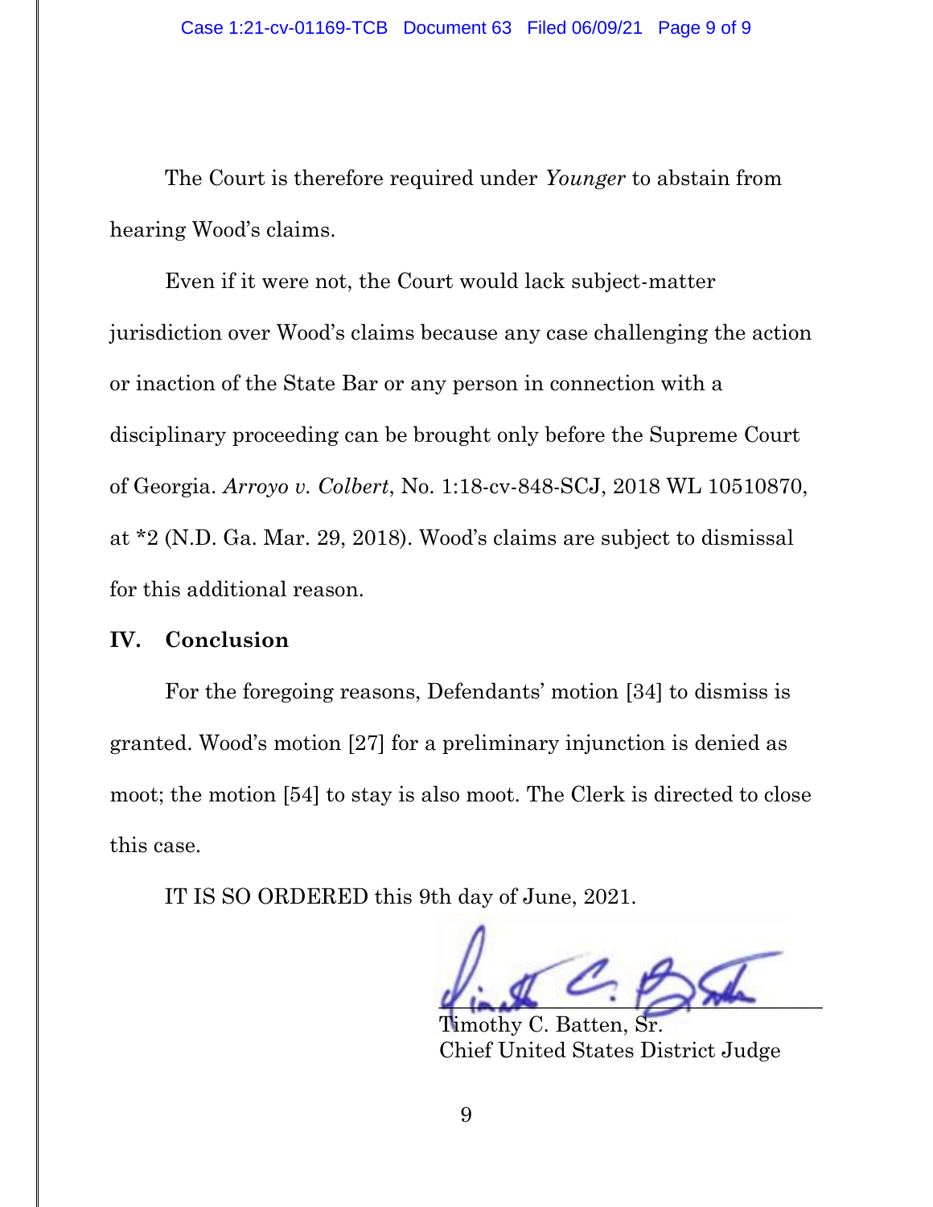The Court is therefore required under *Younger* to abstain from hearing Wood's claims.

Even if it were not, the Court would lack subject-matter jurisdiction over Wood's claims because any case challenging the action or inaction of the State Bar or any person in connection with a disciplinary proceeding can be brought only before the Supreme Court of Georgia. *Arroyo v. Colbert*, No. 1:18-cv-848-SCJ, 2018 WL 10510870, at *2 (N.D. Ga. Mar. 29, 2018). Wood's claims are subject to dismissal for this additional reason.

## IV. Conclusion

For the foregoing reasons, Defendants' motion [34] to dismiss is granted. Wood's motion [27] for a preliminary injunction is denied as moot; the motion [54] to stay is also moot. The Clerk is directed to close this case.

IT IS SO ORDERED this 9th day of June, 2021.

Timothy C. Batten, Sr.
Chief United States District Judge